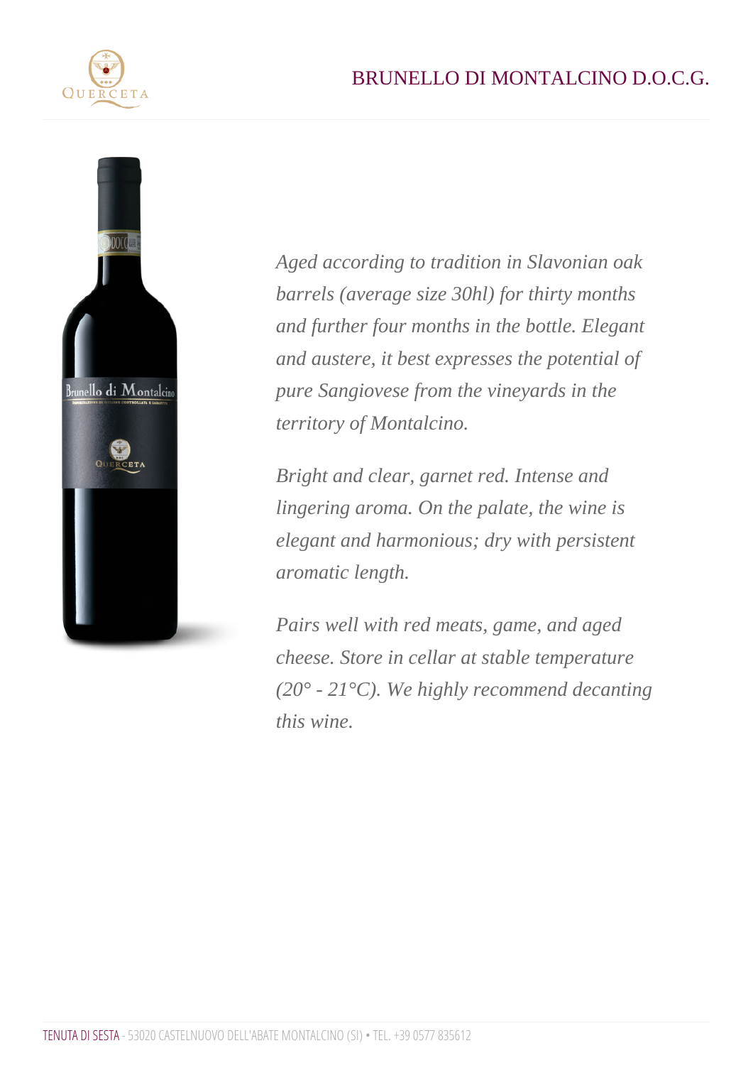# BRUNELLO DI MONTALCINO D.O.C.G.

*Aged according to tradition in Slavonian oak barrels (average size 30hl) for thirty months and further four months in the bottle. Elegant and austere, it best expresses the potential of pure Sangiovese from the vineyards in the territory of Montalcino.*

*Bright and clear, garnet red. Intense and lingering aroma. On the palate, the wine is elegant and harmonious; dry with persistent aromatic length.*

*Pairs well with red meats, game, and aged cheese. Store in cellar at stable temperature (20° - 21°C). We highly recommend decanting this wine.*

TENUTA DI SESTA - 53020 CASTELNUOVO DELL'ABATE MONTALCINO (SI) • TEL. +39 0577 835612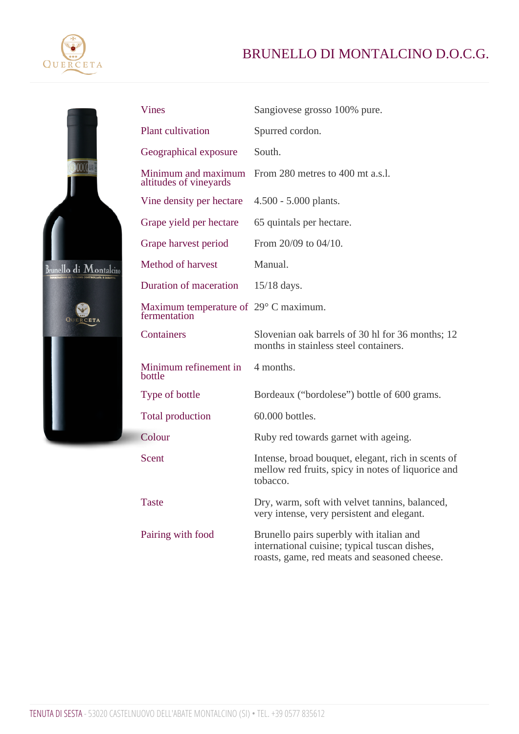# BRUNELLO DI MONTALCINO D.O.C.G.

| | |
|---|---|
| Vines | Sangiovese grosso 100% pure. |
| Plant cultivation | Spurred cordon. |
| Geographical exposure | South. |
| Minimum and maximum altitudes of vineyards | From 280 metres to 400 mt a.s.l. |
| Vine density per hectare | 4.500 - 5.000 plants. |
| Grape yield per hectare | 65 quintals per hectare. |
| Grape harvest period | From 20/09 to 04/10. |
| Method of harvest | Manual. |
| Duration of maceration | 15/18 days. |
| Maximum temperature of fermentation | 29° C maximum. |
| Containers | Slovenian oak barrels of 30 hl for 36 months; 12 months in stainless steel containers. |
| Minimum refinement in bottle | 4 months. |
| Type of bottle | Bordeaux ("bordolese") bottle of 600 grams. |
| Total production | 60.000 bottles. |
| Colour | Ruby red towards garnet with ageing. |
| Scent | Intense, broad bouquet, elegant, rich in scents of mellow red fruits, spicy in notes of liquorice and tobacco. |
| Taste | Dry, warm, soft with velvet tannins, balanced, very intense, very persistent and elegant. |
| Pairing with food | Brunello pairs superbly with italian and international cuisine; typical tuscan dishes, roasts, game, red meats and seasoned cheese. |

TENUTA DI SESTA - 53020 CASTELNUOVO DELL'ABATE MONTALCINO (SI) • TEL. +39 0577 835612